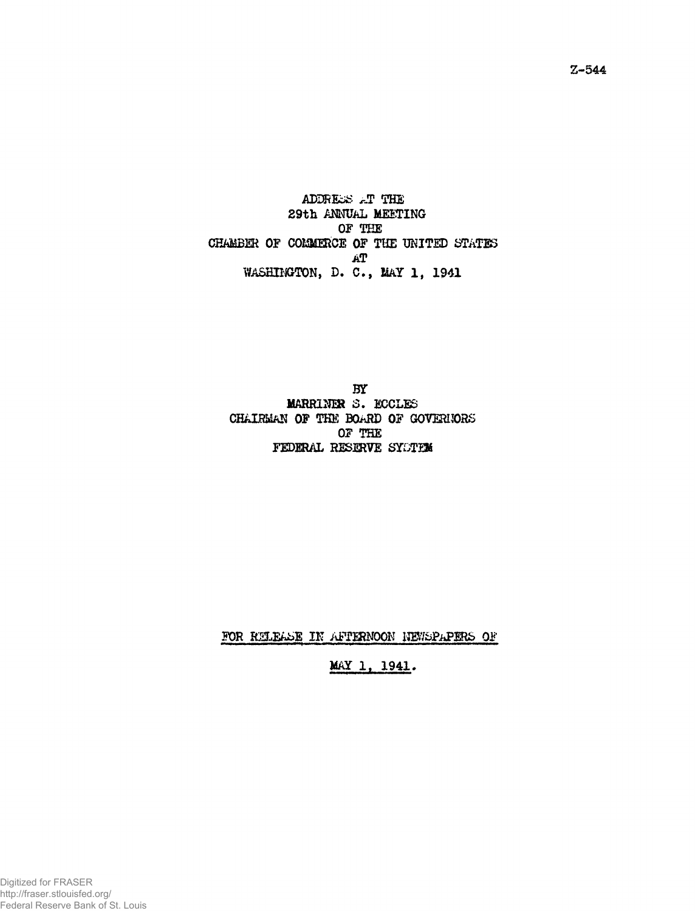Z-544

ADDRESS AT THE
29th ANNUAL MEETING
OF THE
CHAMBER OF COMMERCE OF THE UNITED STATES
AT
WASHINGTON, D. C., MAY 1, 1941

BY
MARRINER S. ECCLES
CHAIRMAN OF THE BOARD OF GOVERNORS
OF THE
FEDERAL RESERVE SYSTEM

FOR RELEASE IN AFTERNOON NEWSPAPERS OF

MAY 1, 1941.

Digitized for FRASER
http://fraser.stlouisfed.org/
Federal Reserve Bank of St. Louis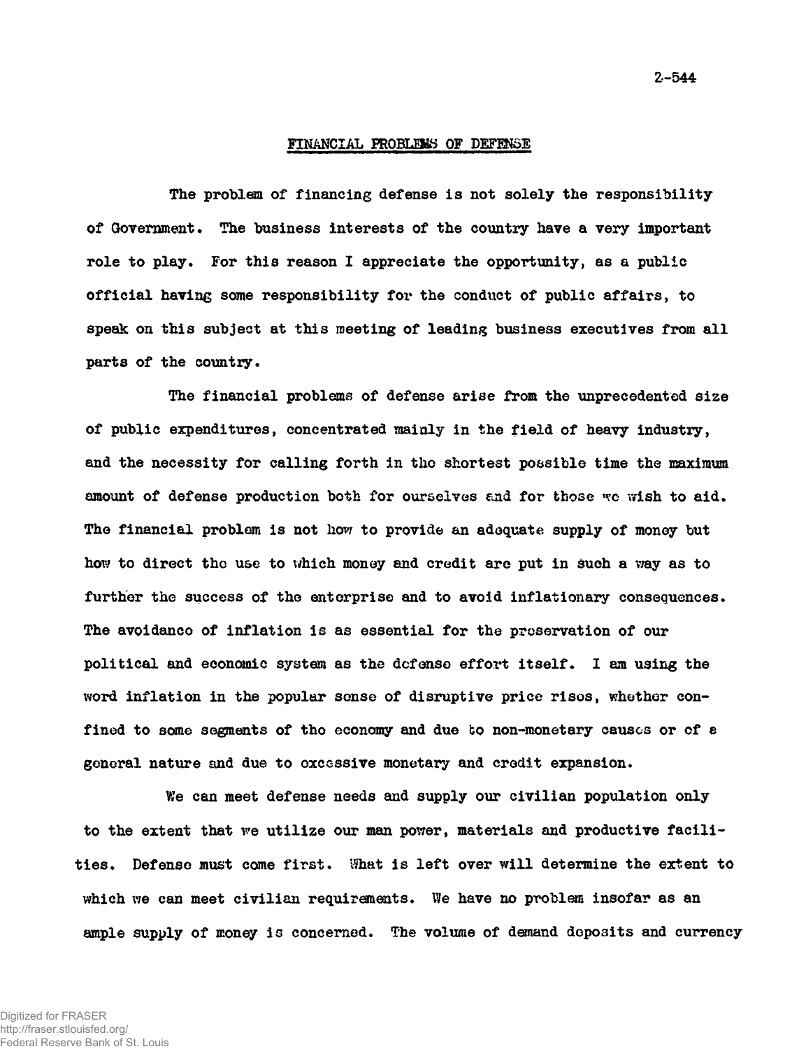## FINANCIAL PROBLEMS OF DEFENSE

The problem of financing defense is not solely the responsibility of Government. The business interests of the country have a very important role to play. For this reason I appreciate the opportunity, as a public official having some responsibility for the conduct of public affairs, to speak on this subject at this meeting of leading business executives from all parts of the country.

The financial problems of defense arise from the unprecedented size of public expenditures, concentrated mainly in the field of heavy industry, and the necessity for calling forth in the shortest possible time the maximum amount of defense production both for ourselves and for those we wish to aid. The financial problem is not how to provide an adequate supply of money but how to direct the use to which money and credit are put in such a way as to further the success of the enterprise and to avoid inflationary consequences. The avoidance of inflation is as essential for the preservation of our political and economic system as the defense effort itself. I am using the word inflation in the popular sense of disruptive price rises, whether confined to some segments of the economy and due to non-monetary causes or of a general nature and due to excessive monetary and credit expansion.

We can meet defense needs and supply our civilian population only to the extent that we utilize our man power, materials and productive facilities. Defense must come first. What is left over will determine the extent to which we can meet civilian requirements. We have no problem insofar as an ample supply of money is concerned. The volume of demand deposits and currency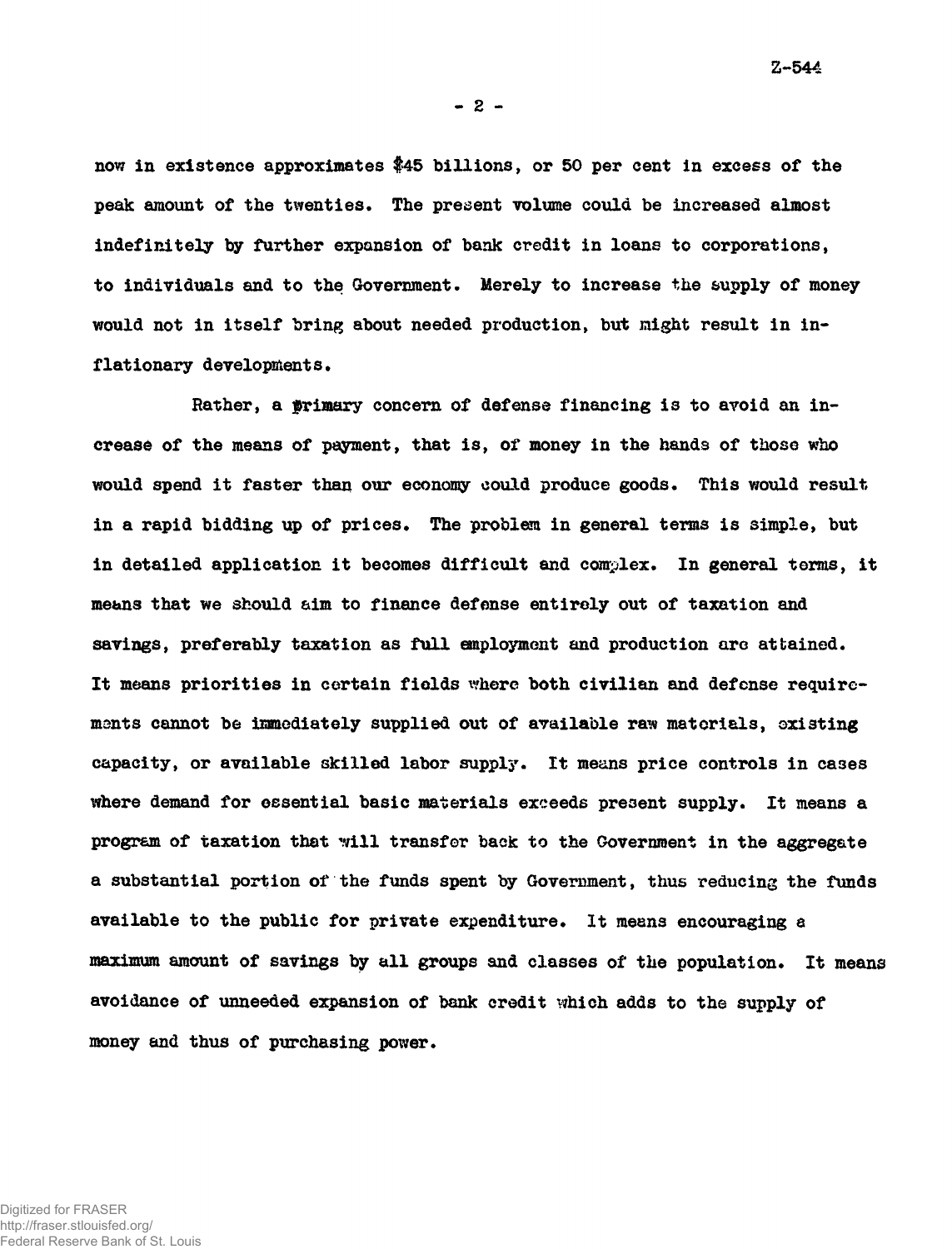now in existence approximates $45 billions, or 50 per cent in excess of the peak amount of the twenties. The present volume could be increased almost indefinitely by further expansion of bank credit in loans to corporations, to individuals and to the Government. Merely to increase the supply of money would not in itself bring about needed production, but might result in inflationary developments.

Rather, a primary concern of defense financing is to avoid an increase of the means of payment, that is, of money in the hands of those who would spend it faster than our economy could produce goods. This would result in a rapid bidding up of prices. The problem in general terms is simple, but in detailed application it becomes difficult and complex. In general terms, it means that we should aim to finance defense entirely out of taxation and savings, preferably taxation as full employment and production are attained. It means priorities in certain fields where both civilian and defense requirements cannot be immediately supplied out of available raw materials, existing capacity, or available skilled labor supply. It means price controls in cases where demand for essential basic materials exceeds present supply. It means a program of taxation that will transfer back to the Government in the aggregate a substantial portion of the funds spent by Government, thus reducing the funds available to the public for private expenditure. It means encouraging a maximum amount of savings by all groups and classes of the population. It means avoidance of unneeded expansion of bank credit which adds to the supply of money and thus of purchasing power.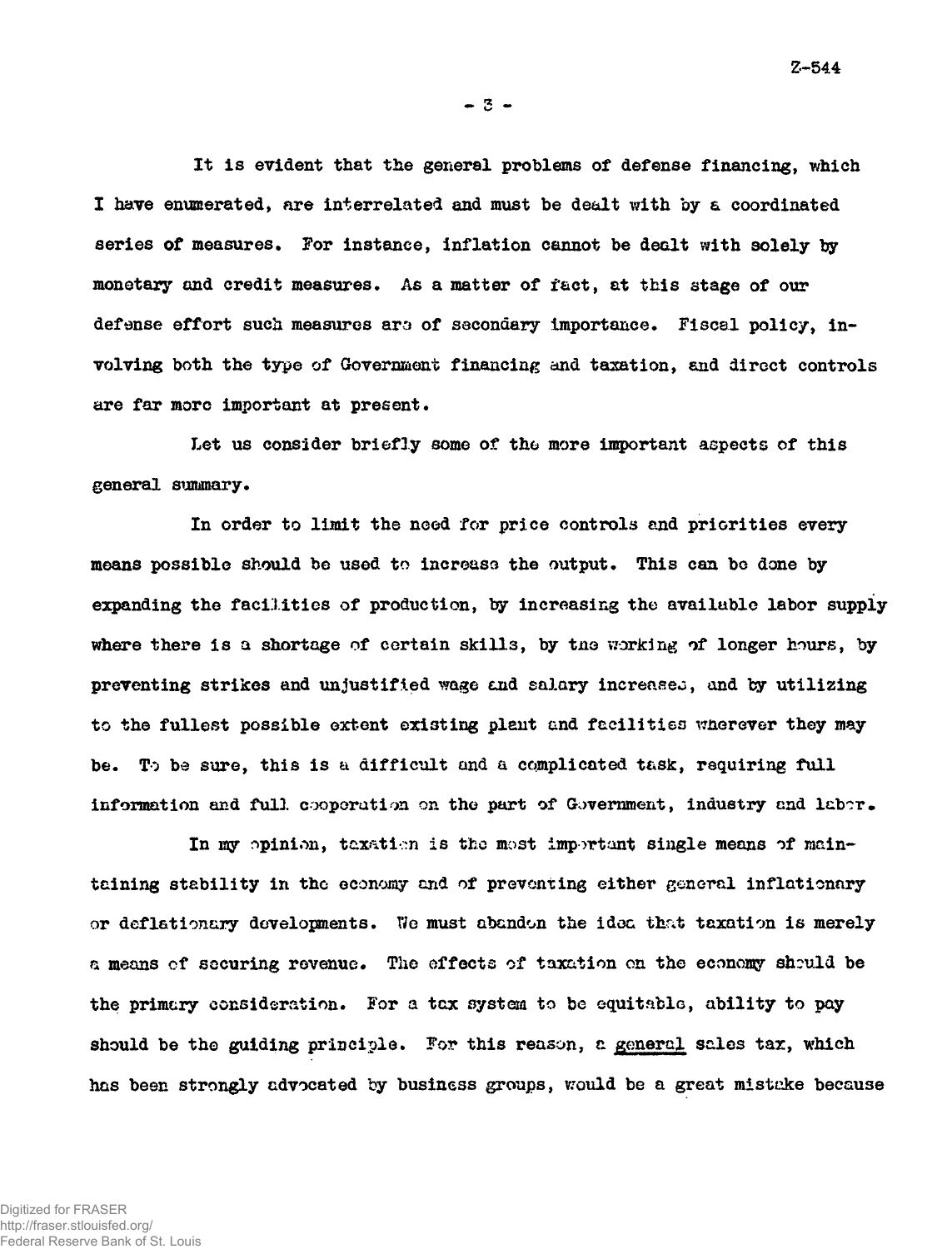It is evident that the general problems of defense financing, which I have enumerated, are interrelated and must be dealt with by a coordinated series of measures. For instance, inflation cannot be dealt with solely by monetary and credit measures. As a matter of fact, at this stage of our defense effort such measures are of secondary importance. Fiscal policy, involving both the type of Government financing and taxation, and direct controls are far more important at present.

Let us consider briefly some of the more important aspects of this general summary.

In order to limit the need for price controls and priorities every means possible should be used to increase the output. This can be done by expanding the facilities of production, by increasing the available labor supply where there is a shortage of certain skills, by the working of longer hours, by preventing strikes and unjustified wage and salary increases, and by utilizing to the fullest possible extent existing plant and facilities wherever they may be. To be sure, this is a difficult and a complicated task, requiring full information and full cooperation on the part of Government, industry and labor.

In my opinion, taxation is the most important single means of maintaining stability in the economy and of preventing either general inflationary or deflationary developments. We must abandon the idea that taxation is merely a means of securing revenue. The effects of taxation on the economy should be the primary consideration. For a tax system to be equitable, ability to pay should be the guiding principle. For this reason, a <u>general</u> sales tax, which has been strongly advocated by business groups, would be a great mistake because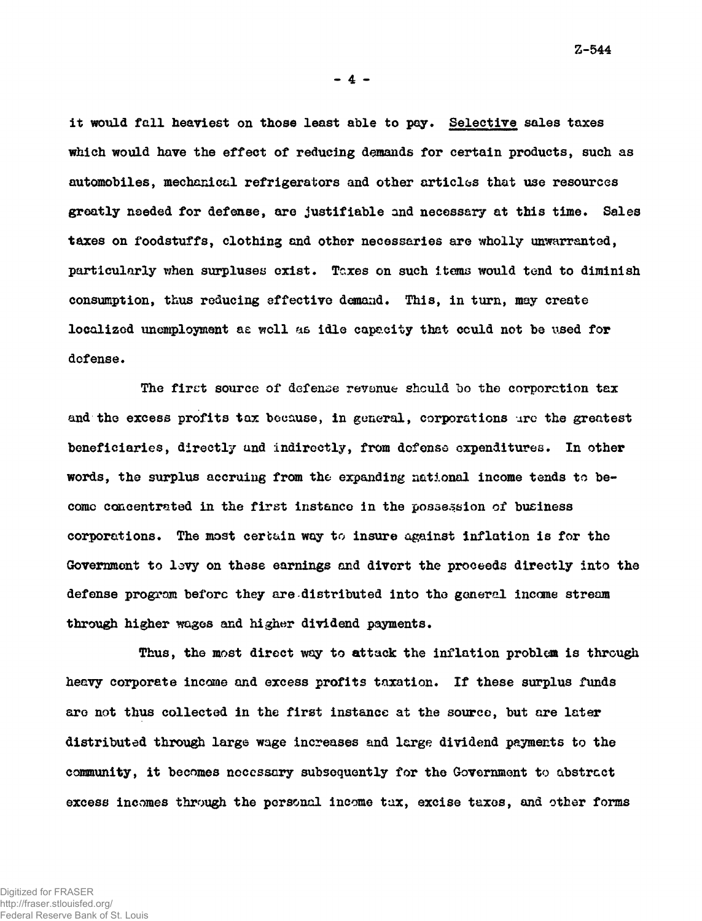it would fall heaviest on those least able to pay. Selective sales taxes which would have the effect of reducing demands for certain products, such as automobiles, mechanical refrigerators and other articles that use resources greatly needed for defense, are justifiable and necessary at this time. Sales taxes on foodstuffs, clothing and other necessaries are wholly unwarranted, particularly when surpluses exist. Taxes on such items would tend to diminish consumption, thus reducing effective demand. This, in turn, may create localized unemployment as well as idle capacity that could not be used for defense.

The first source of defense revenue should be the corporation tax and the excess profits tax because, in general, corporations are the greatest beneficiaries, directly and indirectly, from defense expenditures. In other words, the surplus accruing from the expanding national income tends to become concentrated in the first instance in the possession of business corporations. The most certain way to insure against inflation is for the Government to levy on these earnings and divert the proceeds directly into the defense program before they are distributed into the general income stream through higher wages and higher dividend payments.

Thus, the most direct way to attack the inflation problem is through heavy corporate income and excess profits taxation. If these surplus funds are not thus collected in the first instance at the source, but are later distributed through large wage increases and large dividend payments to the community, it becomes necessary subsequently for the Government to abstract excess incomes through the personal income tax, excise taxes, and other forms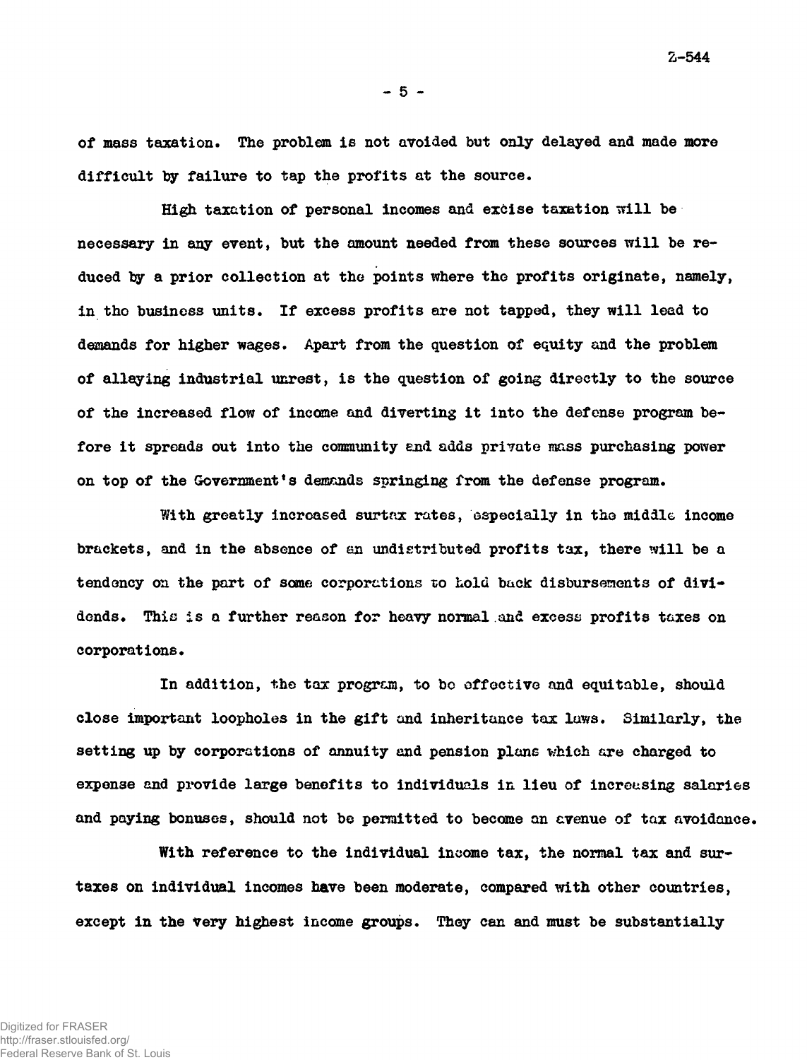of mass taxation. The problem is not avoided but only delayed and made more difficult by failure to tap the profits at the source.

High taxation of personal incomes and excise taxation will be necessary in any event, but the amount needed from these sources will be reduced by a prior collection at the points where the profits originate, namely, in the business units. If excess profits are not tapped, they will lead to demands for higher wages. Apart from the question of equity and the problem of allaying industrial unrest, is the question of going directly to the source of the increased flow of income and diverting it into the defense program before it spreads out into the community and adds private mass purchasing power on top of the Government's demands springing from the defense program.

With greatly increased surtax rates, especially in the middle income brackets, and in the absence of an undistributed profits tax, there will be a tendency on the part of some corporations to hold back disbursements of dividends. This is a further reason for heavy normal and excess profits taxes on corporations.

In addition, the tax program, to be effective and equitable, should close important loopholes in the gift and inheritance tax laws. Similarly, the setting up by corporations of annuity and pension plans which are charged to expense and provide large benefits to individuals in lieu of increasing salaries and paying bonuses, should not be permitted to become an avenue of tax avoidance.

With reference to the individual income tax, the normal tax and surtaxes on individual incomes have been moderate, compared with other countries, except in the very highest income groups. They can and must be substantially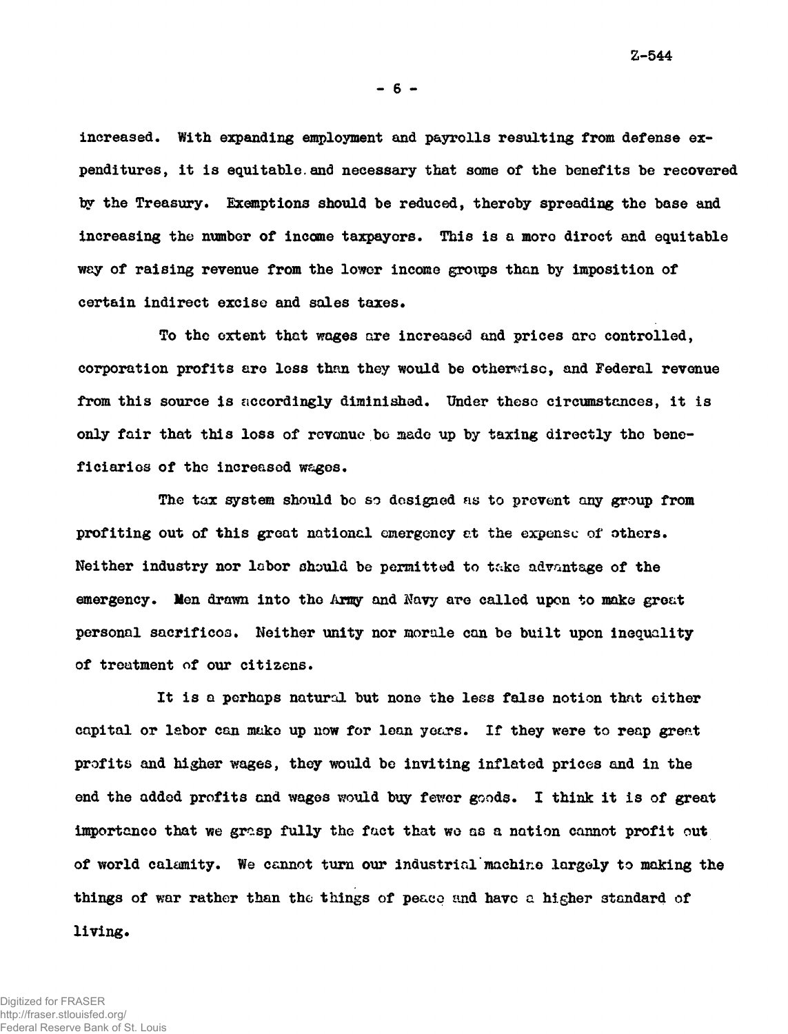increased. With expanding employment and payrolls resulting from defense expenditures, it is equitable and necessary that some of the benefits be recovered by the Treasury. Exemptions should be reduced, thereby spreading the base and increasing the number of income taxpayers. This is a more direct and equitable way of raising revenue from the lower income groups than by imposition of certain indirect excise and sales taxes.

To the extent that wages are increased and prices are controlled, corporation profits are less than they would be otherwise, and Federal revenue from this source is accordingly diminished. Under these circumstances, it is only fair that this loss of revenue be made up by taxing directly the beneficiaries of the increased wages.

The tax system should be so designed as to prevent any group from profiting out of this great national emergency at the expense of others. Neither industry nor labor should be permitted to take advantage of the emergency. Men drawn into the Army and Navy are called upon to make great personal sacrifices. Neither unity nor morale can be built upon inequality of treatment of our citizens.

It is a perhaps natural but none the less false notion that either capital or labor can make up now for lean years. If they were to reap great profits and higher wages, they would be inviting inflated prices and in the end the added profits and wages would buy fewer goods. I think it is of great importance that we grasp fully the fact that we as a nation cannot profit out of world calamity. We cannot turn our industrial machine largely to making the things of war rather than the things of peace and have a higher standard of living.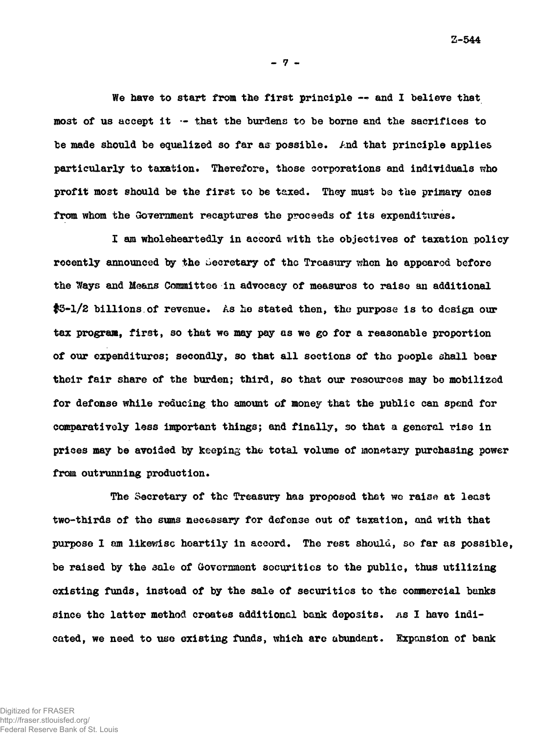We have to start from the first principle -- and I believe that most of us accept it -- that the burdens to be borne and the sacrifices to be made should be equalized so far as possible. And that principle applies particularly to taxation. Therefore, those corporations and individuals who profit most should be the first to be taxed. They must be the primary ones from whom the Government recaptures the proceeds of its expenditures.

I am wholeheartedly in accord with the objectives of taxation policy recently announced by the Secretary of the Treasury when he appeared before the Ways and Means Committee in advocacy of measures to raise an additional $3-1/2 billions of revenue. As he stated then, the purpose is to design our tax program, first, so that we may pay as we go for a reasonable proportion of our expenditures; secondly, so that all sections of the people shall bear their fair share of the burden; third, so that our resources may be mobilized for defense while reducing the amount of money that the public can spend for comparatively less important things; and finally, so that a general rise in prices may be avoided by keeping the total volume of monetary purchasing power from outrunning production.

The Secretary of the Treasury has proposed that we raise at least two-thirds of the sums necessary for defense out of taxation, and with that purpose I am likewise heartily in accord. The rest should, so far as possible, be raised by the sale of Government securities to the public, thus utilizing existing funds, instead of by the sale of securities to the commercial banks since the latter method creates additional bank deposits. As I have indicated, we need to use existing funds, which are abundant. Expansion of bank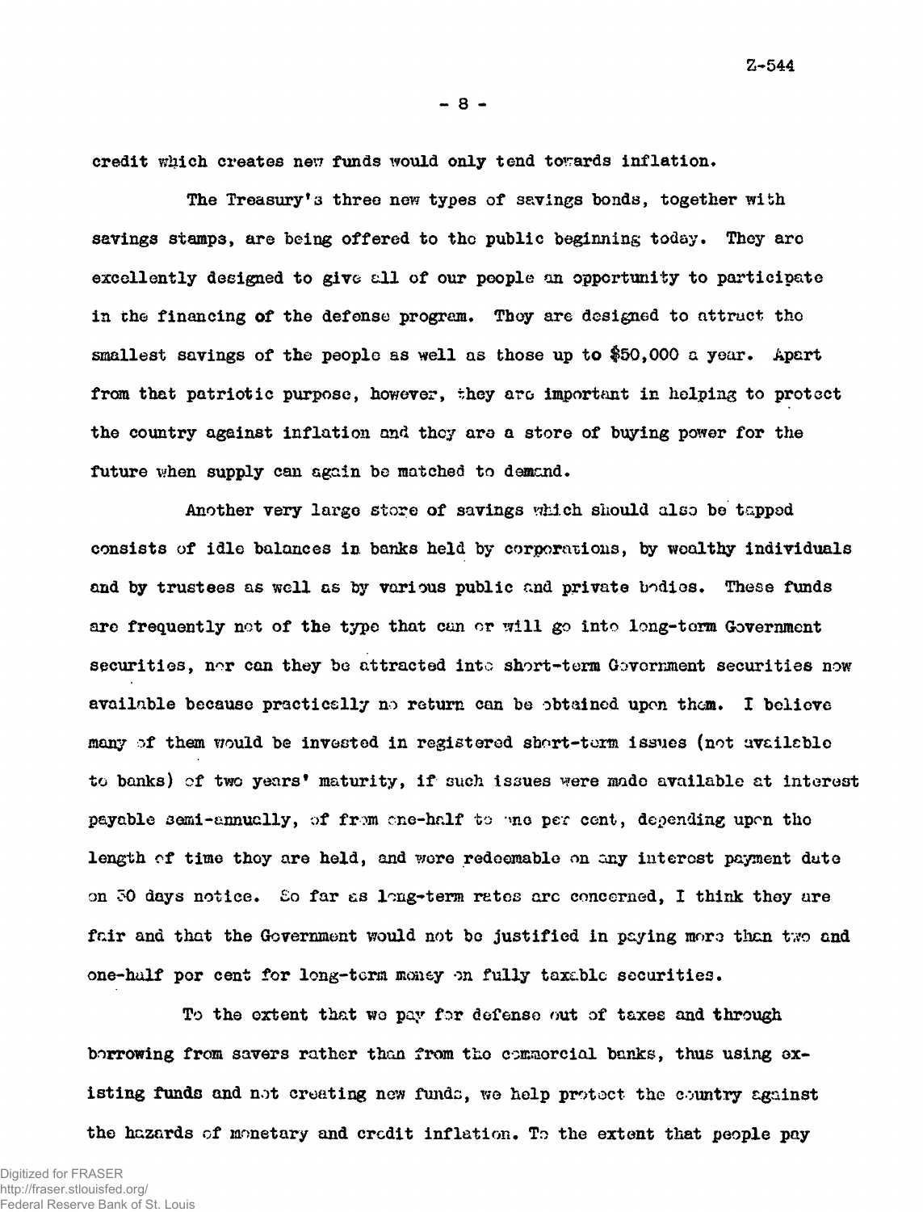credit which creates new funds would only tend towards inflation.

The Treasury's three new types of savings bonds, together with savings stamps, are being offered to the public beginning today. They are excellently designed to give all of our people an opportunity to participate in the financing of the defense program. They are designed to attract the smallest savings of the people as well as those up to $50,000 a year. Apart from that patriotic purpose, however, they are important in helping to protect the country against inflation and they are a store of buying power for the future when supply can again be matched to demand.

Another very large store of savings which should also be tapped consists of idle balances in banks held by corporations, by wealthy individuals and by trustees as well as by various public and private bodies. These funds are frequently not of the type that can or will go into long-term Government securities, nor can they be attracted into short-term Government securities now available because practically no return can be obtained upon them. I believe many of them would be invested in registered short-term issues (not available to banks) of two years' maturity, if such issues were made available at interest payable semi-annually, of from one-half to one per cent, depending upon the length of time they are held, and were redeemable on any interest payment date on 30 days notice. So far as long-term rates are concerned, I think they are fair and that the Government would not be justified in paying more than two and one-half per cent for long-term money on fully taxable securities.

To the extent that we pay for defense out of taxes and through borrowing from savers rather than from the commercial banks, thus using existing funds and not creating new funds, we help protect the country against the hazards of monetary and credit inflation. To the extent that people pay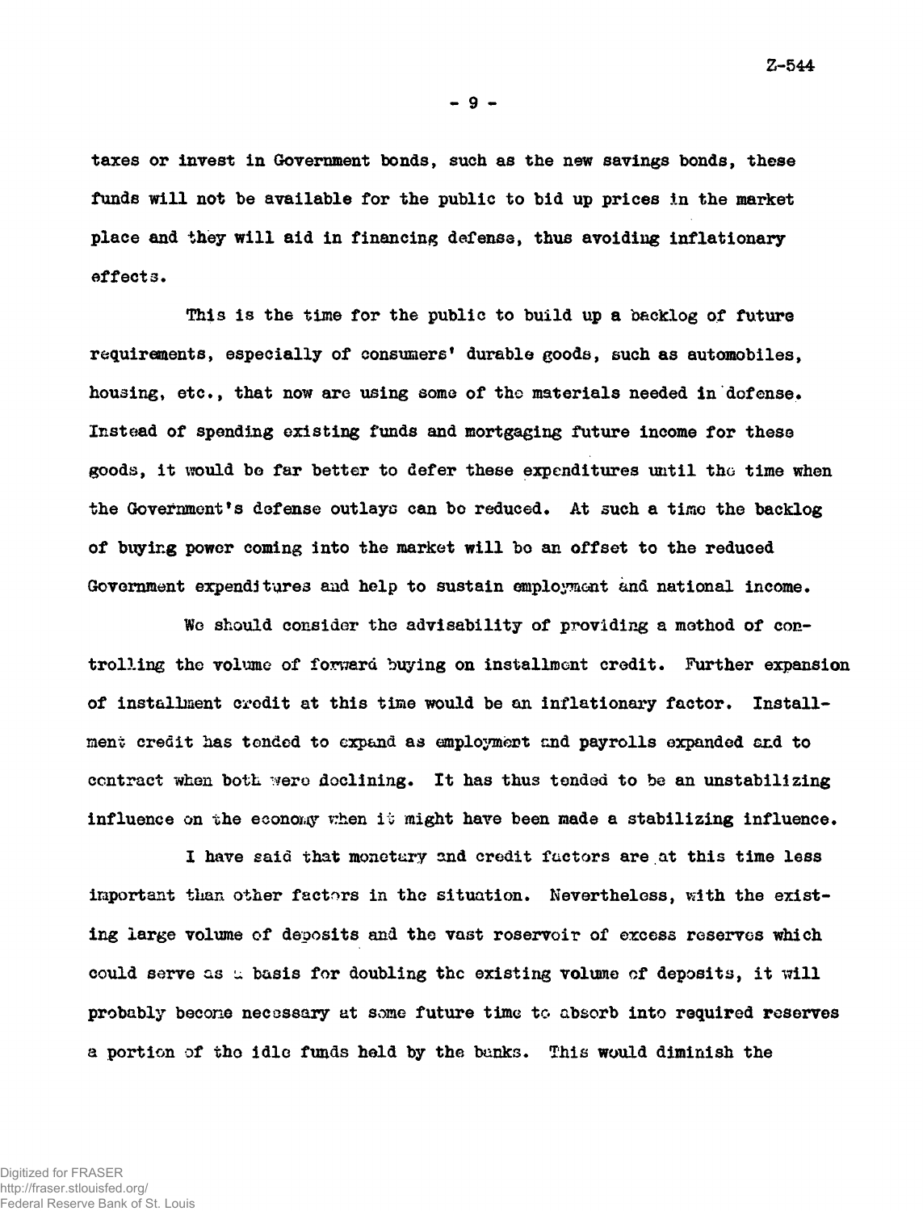taxes or invest in Government bonds, such as the new savings bonds, these funds will not be available for the public to bid up prices in the market place and they will aid in financing defense, thus avoiding inflationary effects.

This is the time for the public to build up a backlog of future requirements, especially of consumers' durable goods, such as automobiles, housing, etc., that now are using some of the materials needed in defense. Instead of spending existing funds and mortgaging future income for these goods, it would be far better to defer these expenditures until the time when the Government's defense outlays can be reduced. At such a time the backlog of buying power coming into the market will be an offset to the reduced Government expenditures and help to sustain employment and national income.

We should consider the advisability of providing a method of controlling the volume of forward buying on installment credit. Further expansion of installment credit at this time would be an inflationary factor. Installment credit has tended to expand as employment and payrolls expanded and to contract when both were declining. It has thus tended to be an unstabilizing influence on the economy when it might have been made a stabilizing influence.

I have said that monetary and credit factors are at this time less important than other factors in the situation. Nevertheless, with the existing large volume of deposits and the vast reservoir of excess reserves which could serve as a basis for doubling the existing volume of deposits, it will probably become necessary at some future time to absorb into required reserves a portion of the idle funds held by the banks. This would diminish the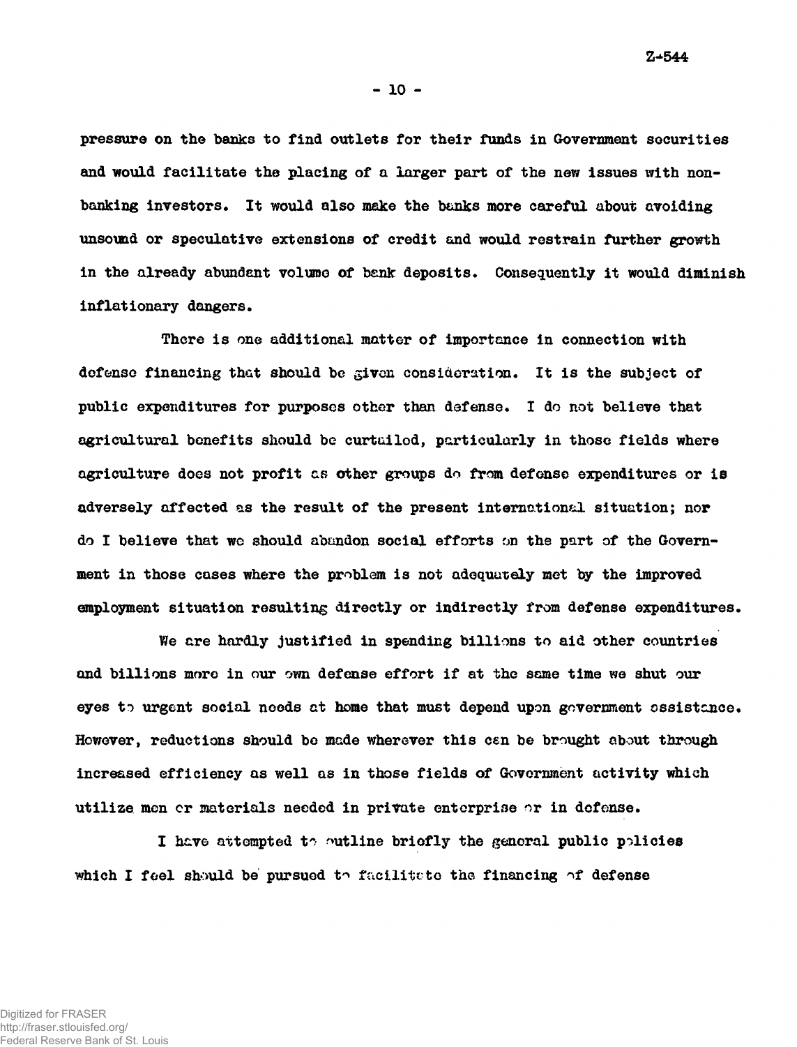pressure on the banks to find outlets for their funds in Government securities and would facilitate the placing of a larger part of the new issues with non-banking investors. It would also make the banks more careful about avoiding unsound or speculative extensions of credit and would restrain further growth in the already abundant volume of bank deposits. Consequently it would diminish inflationary dangers.

There is one additional matter of importance in connection with defense financing that should be given consideration. It is the subject of public expenditures for purposes other than defense. I do not believe that agricultural benefits should be curtailed, particularly in those fields where agriculture does not profit as other groups do from defense expenditures or is adversely affected as the result of the present international situation; nor do I believe that we should abandon social efforts on the part of the Government in those cases where the problem is not adequately met by the improved employment situation resulting directly or indirectly from defense expenditures.

We are hardly justified in spending billions to aid other countries and billions more in our own defense effort if at the same time we shut our eyes to urgent social needs at home that must depend upon government assistance. However, reductions should be made wherever this can be brought about through increased efficiency as well as in those fields of Government activity which utilize men or materials needed in private enterprise or in defense.

I have attempted to outline briefly the general public policies which I feel should be pursued to facilitate the financing of defense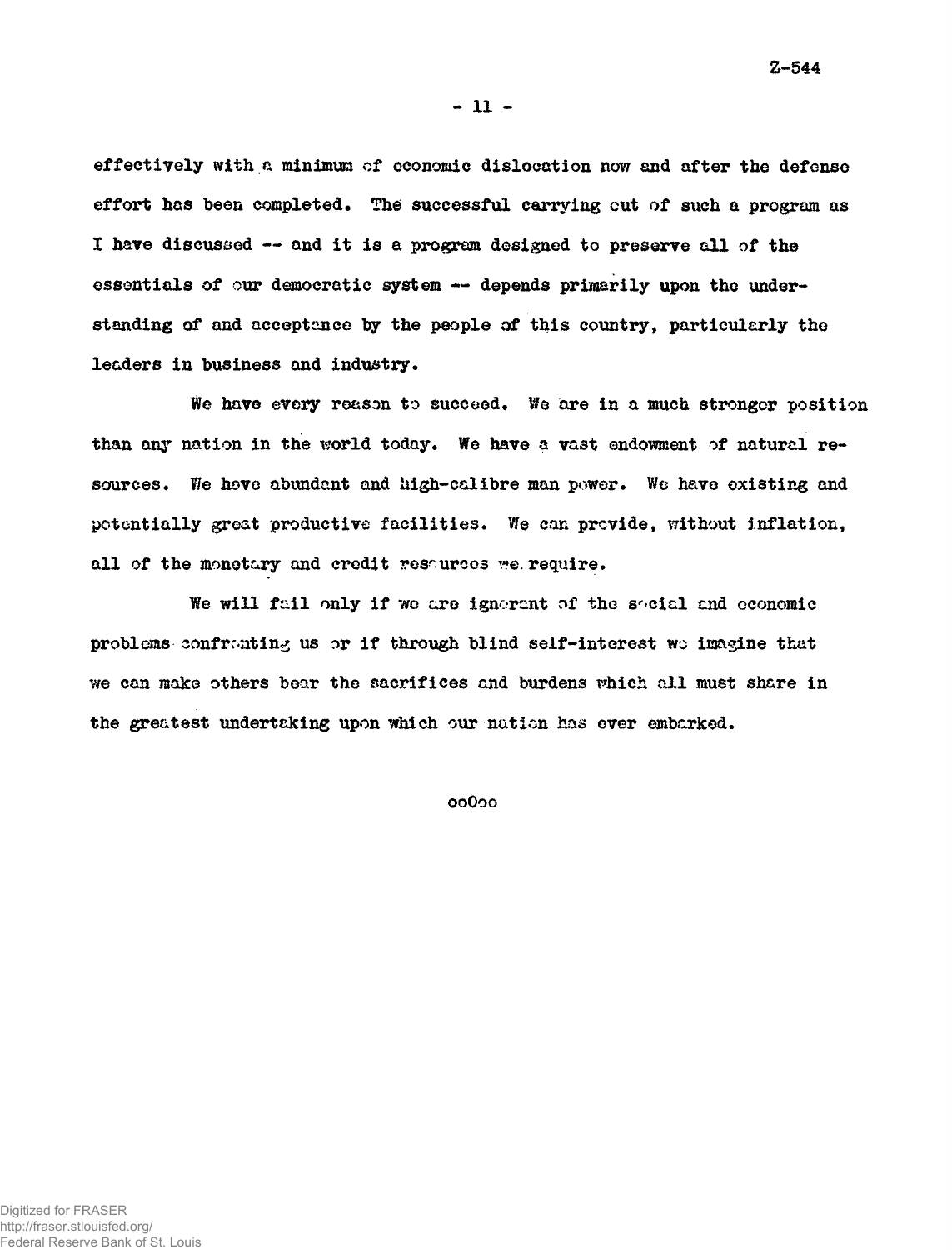effectively with a minimum of economic dislocation now and after the defense effort has been completed. The successful carrying out of such a program as I have discussed -- and it is a program designed to preserve all of the essentials of our democratic system -- depends primarily upon the understanding of and acceptance by the people of this country, particularly the leaders in business and industry.

We have every reason to succeed. We are in a much stronger position than any nation in the world today. We have a vast endowment of natural resources. We have abundant and high-calibre man power. We have existing and potentially great productive facilities. We can provide, without inflation, all of the monetary and credit resources we require.

We will fail only if we are ignorant of the social and economic problems confronting us or if through blind self-interest we imagine that we can make others bear the sacrifices and burdens which all must share in the greatest undertaking upon which our nation has ever embarked.

ooOoo